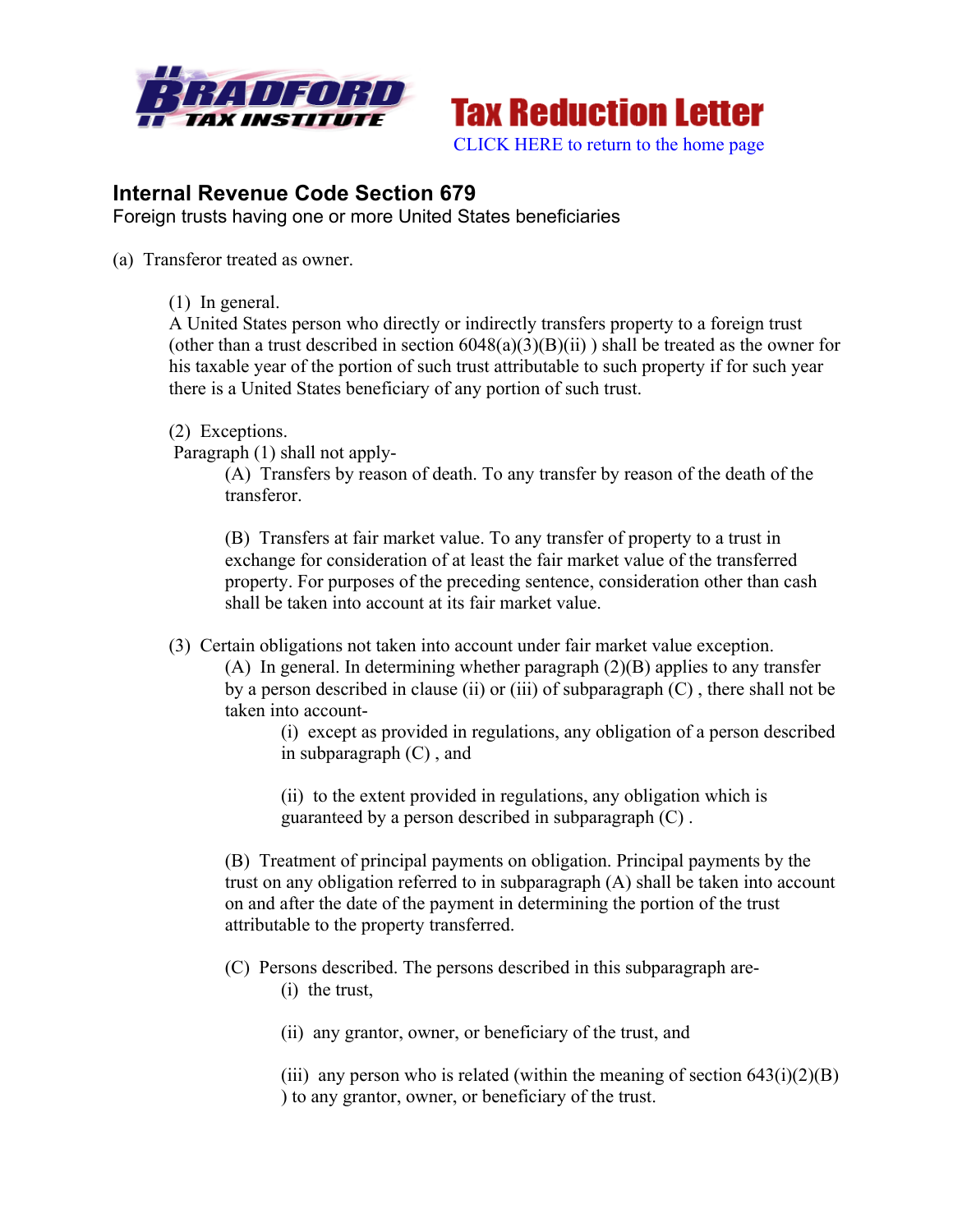# Tax Reduction Letter

CLICK HERE to return to the home page

## Internal Revenue Code Section 679

Foreign trusts having one or more United States beneficiaries

(a) Transferor treated as owner.

(1) In general.
A United States person who directly or indirectly transfers property to a foreign trust (other than a trust described in section 6048(a)(3)(B)(ii) ) shall be treated as the owner for his taxable year of the portion of such trust attributable to such property if for such year there is a United States beneficiary of any portion of such trust.

(2) Exceptions.
Paragraph (1) shall not apply-

(A) Transfers by reason of death. To any transfer by reason of the death of the transferor.

(B) Transfers at fair market value. To any transfer of property to a trust in exchange for consideration of at least the fair market value of the transferred property. For purposes of the preceding sentence, consideration other than cash shall be taken into account at its fair market value.

(3) Certain obligations not taken into account under fair market value exception.

(A) In general. In determining whether paragraph (2)(B) applies to any transfer by a person described in clause (ii) or (iii) of subparagraph (C) , there shall not be taken into account-

(i) except as provided in regulations, any obligation of a person described in subparagraph (C) , and

(ii) to the extent provided in regulations, any obligation which is guaranteed by a person described in subparagraph (C) .

(B) Treatment of principal payments on obligation. Principal payments by the trust on any obligation referred to in subparagraph (A) shall be taken into account on and after the date of the payment in determining the portion of the trust attributable to the property transferred.

(C) Persons described. The persons described in this subparagraph are-

(i) the trust,

(ii) any grantor, owner, or beneficiary of the trust, and

(iii) any person who is related (within the meaning of section 643(i)(2)(B) ) to any grantor, owner, or beneficiary of the trust.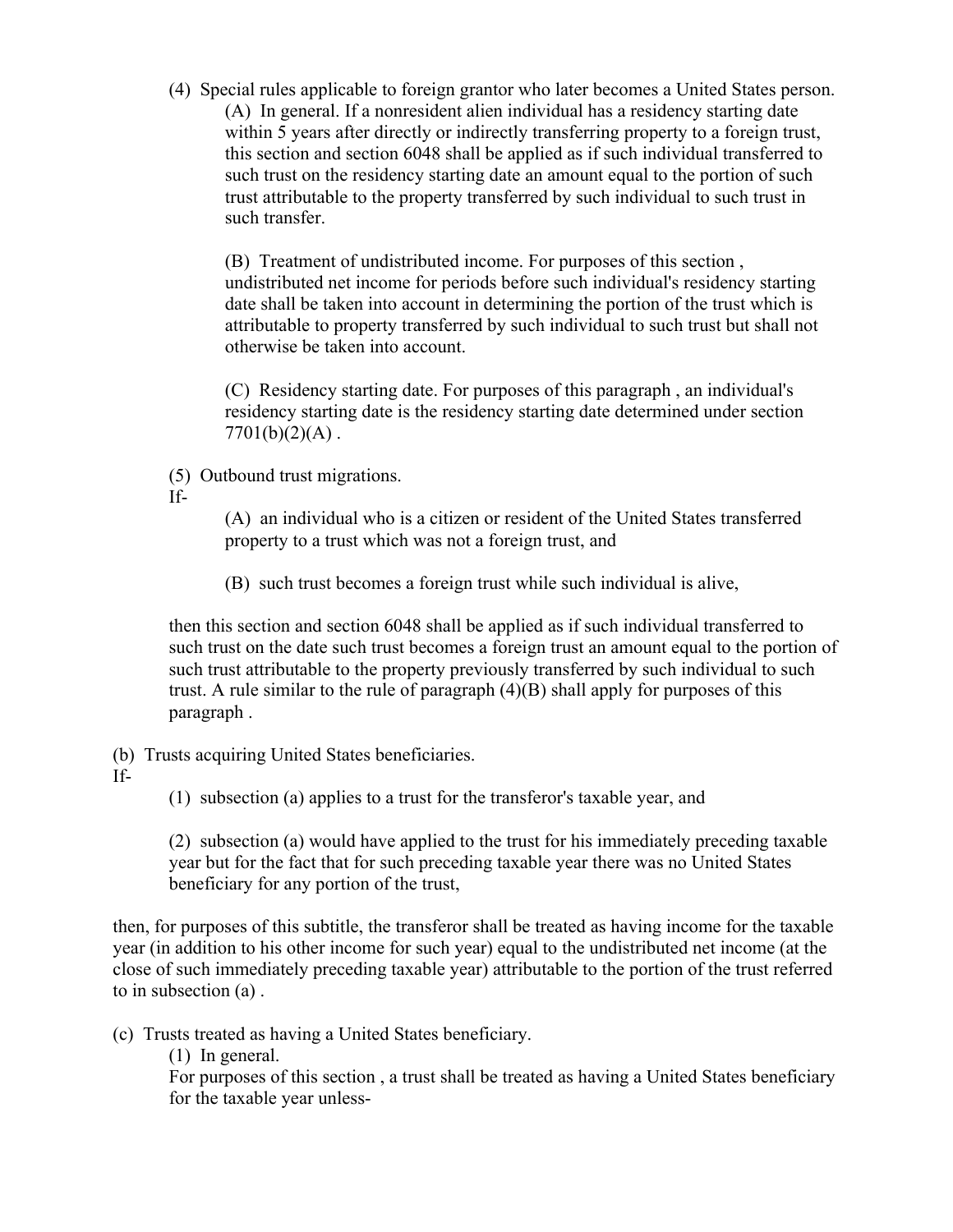(4) Special rules applicable to foreign grantor who later becomes a United States person.

(A) In general. If a nonresident alien individual has a residency starting date within 5 years after directly or indirectly transferring property to a foreign trust, this section and section 6048 shall be applied as if such individual transferred to such trust on the residency starting date an amount equal to the portion of such trust attributable to the property transferred by such individual to such trust in such transfer.

(B) Treatment of undistributed income. For purposes of this section , undistributed net income for periods before such individual's residency starting date shall be taken into account in determining the portion of the trust which is attributable to property transferred by such individual to such trust but shall not otherwise be taken into account.

(C) Residency starting date. For purposes of this paragraph , an individual's residency starting date is the residency starting date determined under section 7701(b)(2)(A) .

(5) Outbound trust migrations.

If-

(A) an individual who is a citizen or resident of the United States transferred property to a trust which was not a foreign trust, and

(B) such trust becomes a foreign trust while such individual is alive,

then this section and section 6048 shall be applied as if such individual transferred to such trust on the date such trust becomes a foreign trust an amount equal to the portion of such trust attributable to the property previously transferred by such individual to such trust. A rule similar to the rule of paragraph (4)(B) shall apply for purposes of this paragraph .

(b) Trusts acquiring United States beneficiaries.

If-

(1) subsection (a) applies to a trust for the transferor's taxable year, and

(2) subsection (a) would have applied to the trust for his immediately preceding taxable year but for the fact that for such preceding taxable year there was no United States beneficiary for any portion of the trust,

then, for purposes of this subtitle, the transferor shall be treated as having income for the taxable year (in addition to his other income for such year) equal to the undistributed net income (at the close of such immediately preceding taxable year) attributable to the portion of the trust referred to in subsection (a) .

(c) Trusts treated as having a United States beneficiary.

(1) In general.

For purposes of this section , a trust shall be treated as having a United States beneficiary for the taxable year unless-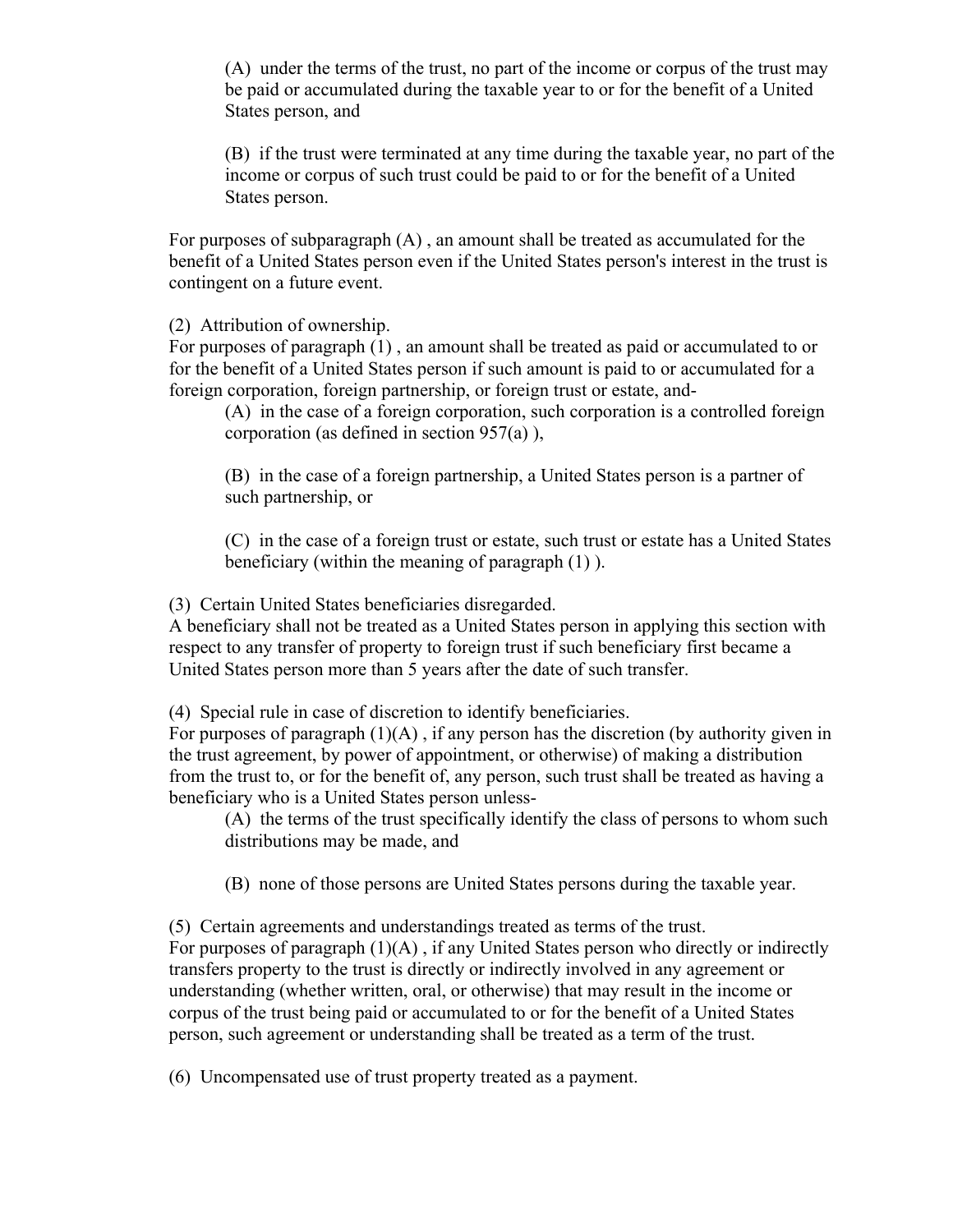(A) under the terms of the trust, no part of the income or corpus of the trust may be paid or accumulated during the taxable year to or for the benefit of a United States person, and

(B) if the trust were terminated at any time during the taxable year, no part of the income or corpus of such trust could be paid to or for the benefit of a United States person.

For purposes of subparagraph (A) , an amount shall be treated as accumulated for the benefit of a United States person even if the United States person's interest in the trust is contingent on a future event.

(2) Attribution of ownership.
For purposes of paragraph (1) , an amount shall be treated as paid or accumulated to or for the benefit of a United States person if such amount is paid to or accumulated for a foreign corporation, foreign partnership, or foreign trust or estate, and-

(A) in the case of a foreign corporation, such corporation is a controlled foreign corporation (as defined in section 957(a) ),

(B) in the case of a foreign partnership, a United States person is a partner of such partnership, or

(C) in the case of a foreign trust or estate, such trust or estate has a United States beneficiary (within the meaning of paragraph (1) ).

(3) Certain United States beneficiaries disregarded.
A beneficiary shall not be treated as a United States person in applying this section with respect to any transfer of property to foreign trust if such beneficiary first became a United States person more than 5 years after the date of such transfer.

(4) Special rule in case of discretion to identify beneficiaries.
For purposes of paragraph (1)(A) , if any person has the discretion (by authority given in the trust agreement, by power of appointment, or otherwise) of making a distribution from the trust to, or for the benefit of, any person, such trust shall be treated as having a beneficiary who is a United States person unless-

(A) the terms of the trust specifically identify the class of persons to whom such distributions may be made, and

(B) none of those persons are United States persons during the taxable year.

(5) Certain agreements and understandings treated as terms of the trust.
For purposes of paragraph (1)(A) , if any United States person who directly or indirectly transfers property to the trust is directly or indirectly involved in any agreement or understanding (whether written, oral, or otherwise) that may result in the income or corpus of the trust being paid or accumulated to or for the benefit of a United States person, such agreement or understanding shall be treated as a term of the trust.

(6) Uncompensated use of trust property treated as a payment.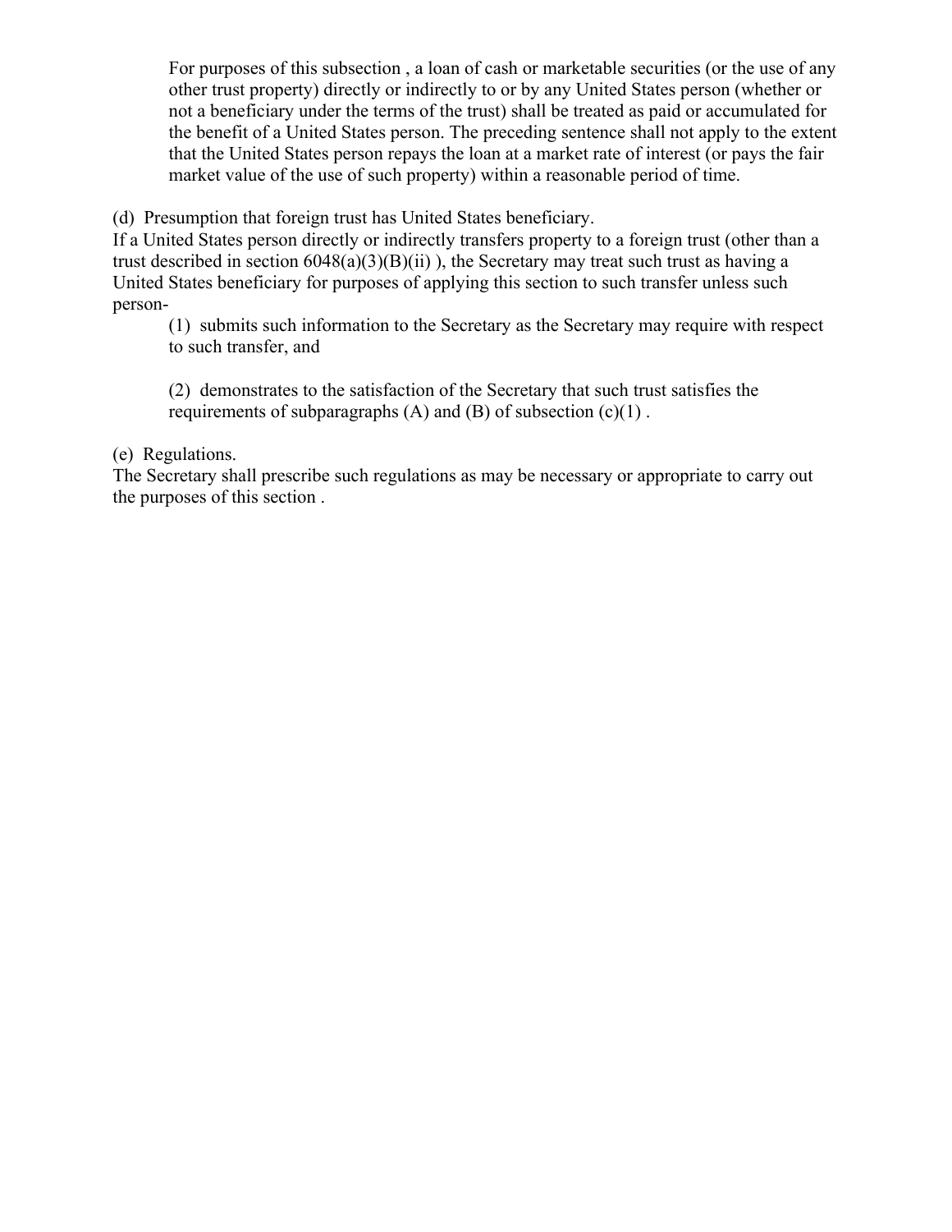For purposes of this subsection , a loan of cash or marketable securities (or the use of any other trust property) directly or indirectly to or by any United States person (whether or not a beneficiary under the terms of the trust) shall be treated as paid or accumulated for the benefit of a United States person. The preceding sentence shall not apply to the extent that the United States person repays the loan at a market rate of interest (or pays the fair market value of the use of such property) within a reasonable period of time.

(d) Presumption that foreign trust has United States beneficiary.
If a United States person directly or indirectly transfers property to a foreign trust (other than a trust described in section 6048(a)(3)(B)(ii) ), the Secretary may treat such trust as having a United States beneficiary for purposes of applying this section to such transfer unless such person-

(1) submits such information to the Secretary as the Secretary may require with respect to such transfer, and

(2) demonstrates to the satisfaction of the Secretary that such trust satisfies the requirements of subparagraphs (A) and (B) of subsection (c)(1) .

(e) Regulations.
The Secretary shall prescribe such regulations as may be necessary or appropriate to carry out the purposes of this section .